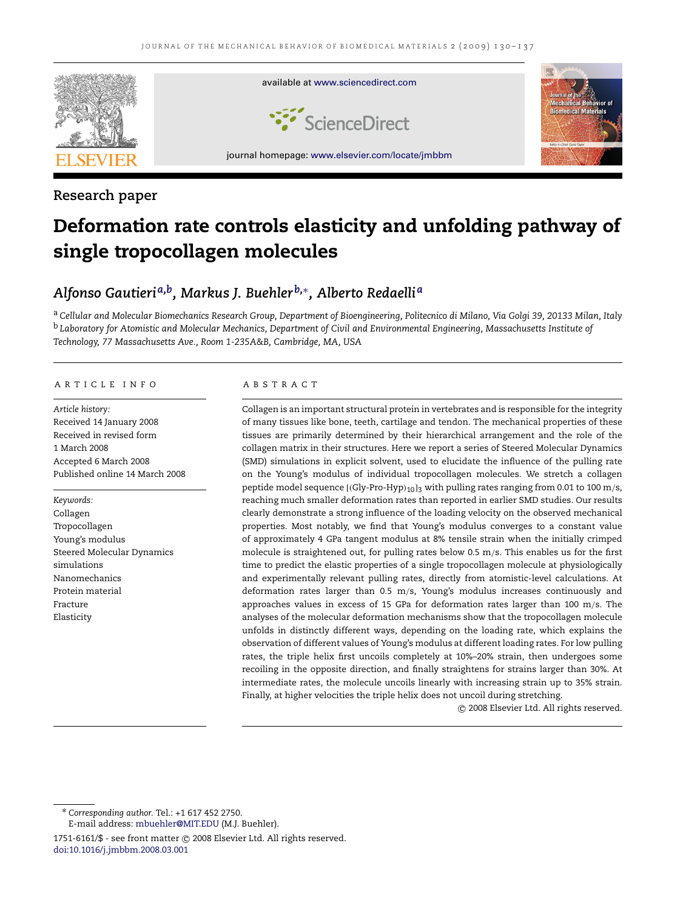Research paper

# Deformation rate controls elasticity and unfolding pathway of single tropocollagen molecules

*Alfonso Gautieri*[a,b], *Markus J. Buehler*[b,*], *Alberto Redaelli*[a]

[a] *Cellular and Molecular Biomechanics Research Group, Department of Bioengineering, Politecnico di Milano, Via Golgi 39, 20133 Milan, Italy*

[b] *Laboratory for Atomistic and Molecular Mechanics, Department of Civil and Environmental Engineering, Massachusetts Institute of Technology, 77 Massachusetts Ave., Room 1-235A&B, Cambridge, MA, USA*

## ARTICLE INFO

*Article history:*
Received 14 January 2008
Received in revised form
1 March 2008
Accepted 6 March 2008
Published online 14 March 2008

*Keywords:*
Collagen
Tropocollagen
Young's modulus
Steered Molecular Dynamics simulations
Nanomechanics
Protein material
Fracture
Elasticity

## ABSTRACT

Collagen is an important structural protein in vertebrates and is responsible for the integrity of many tissues like bone, teeth, cartilage and tendon. The mechanical properties of these tissues are primarily determined by their hierarchical arrangement and the role of the collagen matrix in their structures. Here we report a series of Steered Molecular Dynamics (SMD) simulations in explicit solvent, used to elucidate the influence of the pulling rate on the Young's modulus of individual tropocollagen molecules. We stretch a collagen peptide model sequence $[(\text{Gly-Pro-Hyp})_{10}]_3$ with pulling rates ranging from 0.01 to 100 m/s, reaching much smaller deformation rates than reported in earlier SMD studies. Our results clearly demonstrate a strong influence of the loading velocity on the observed mechanical properties. Most notably, we find that Young's modulus converges to a constant value of approximately 4 GPa tangent modulus at 8% tensile strain when the initially crimped molecule is straightened out, for pulling rates below 0.5 m/s. This enables us for the first time to predict the elastic properties of a single tropocollagen molecule at physiologically and experimentally relevant pulling rates, directly from atomistic-level calculations. At deformation rates larger than 0.5 m/s, Young's modulus increases continuously and approaches values in excess of 15 GPa for deformation rates larger than 100 m/s. The analyses of the molecular deformation mechanisms show that the tropocollagen molecule unfolds in distinctly different ways, depending on the loading rate, which explains the observation of different values of Young's modulus at different loading rates. For low pulling rates, the triple helix first uncoils completely at 10%–20% strain, then undergoes some recoiling in the opposite direction, and finally straightens for strains larger than 30%. At intermediate rates, the molecule uncoils linearly with increasing strain up to 35% strain. Finally, at higher velocities the triple helix does not uncoil during stretching.

© 2008 Elsevier Ltd. All rights reserved.

---

\* *Corresponding author.* Tel.: +1 617 452 2750.
E-mail address: mbuehler@MIT.EDU (M.J. Buehler).

1751-6161/$ - see front matter © 2008 Elsevier Ltd. All rights reserved.
doi:10.1016/j.jmbbm.2008.03.001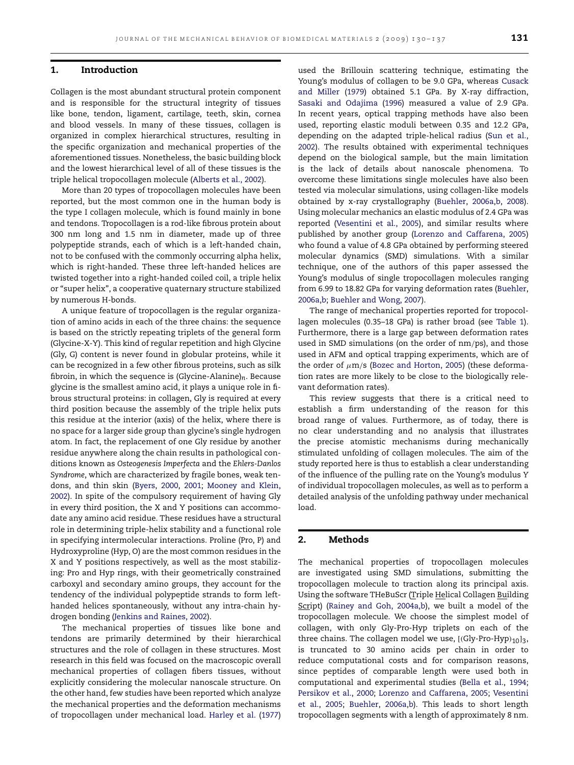## 1. Introduction

Collagen is the most abundant structural protein component and is responsible for the structural integrity of tissues like bone, tendon, ligament, cartilage, teeth, skin, cornea and blood vessels. In many of these tissues, collagen is organized in complex hierarchical structures, resulting in the specific organization and mechanical properties of the aforementioned tissues. Nonetheless, the basic building block and the lowest hierarchical level of all of these tissues is the triple helical tropocollagen molecule (Alberts et al., 2002).

More than 20 types of tropocollagen molecules have been reported, but the most common one in the human body is the type I collagen molecule, which is found mainly in bone and tendons. Tropocollagen is a rod-like fibrous protein about 300 nm long and 1.5 nm in diameter, made up of three polypeptide strands, each of which is a left-handed chain, not to be confused with the commonly occurring alpha helix, which is right-handed. These three left-handed helices are twisted together into a right-handed coiled coil, a triple helix or "super helix", a cooperative quaternary structure stabilized by numerous H-bonds.

A unique feature of tropocollagen is the regular organization of amino acids in each of the three chains: the sequence is based on the strictly repeating triplets of the general form (Glycine-X-Y). This kind of regular repetition and high Glycine (Gly, G) content is never found in globular proteins, while it can be recognized in a few other fibrous proteins, such as silk fibroin, in which the sequence is $(\text{Glycine-Alanine})_n$. Because glycine is the smallest amino acid, it plays a unique role in fibrous structural proteins: in collagen, Gly is required at every third position because the assembly of the triple helix puts this residue at the interior (axis) of the helix, where there is no space for a larger side group than glycine's single hydrogen atom. In fact, the replacement of one Gly residue by another residue anywhere along the chain results in pathological conditions known as *Osteogenesis Imperfecta* and the *Ehlers-Danlos Syndrome*, which are characterized by fragile bones, weak tendons, and thin skin (Byers, 2000, 2001; Mooney and Klein, 2002). In spite of the compulsory requirement of having Gly in every third position, the X and Y positions can accommodate any amino acid residue. These residues have a structural role in determining triple-helix stability and a functional role in specifying intermolecular interactions. Proline (Pro, P) and Hydroxyproline (Hyp, O) are the most common residues in the X and Y positions respectively, as well as the most stabilizing: Pro and Hyp rings, with their geometrically constrained carboxyl and secondary amino groups, they account for the tendency of the individual polypeptide strands to form left-handed helices spontaneously, without any intra-chain hydrogen bonding (Jenkins and Raines, 2002).

The mechanical properties of tissues like bone and tendons are primarily determined by their hierarchical structures and the role of collagen in these structures. Most research in this field was focused on the macroscopic overall mechanical properties of collagen fibers tissues, without explicitly considering the molecular nanoscale structure. On the other hand, few studies have been reported which analyze the mechanical properties and the deformation mechanisms of tropocollagen under mechanical load. Harley et al. (1977) used the Brillouin scattering technique, estimating the Young's modulus of collagen to be 9.0 GPa, whereas Cusack and Miller (1979) obtained 5.1 GPa. By X-ray diffraction, Sasaki and Odajima (1996) measured a value of 2.9 GPa. In recent years, optical trapping methods have also been used, reporting elastic moduli between 0.35 and 12.2 GPa, depending on the adapted triple-helical radius (Sun et al., 2002). The results obtained with experimental techniques depend on the biological sample, but the main limitation is the lack of details about nanoscale phenomena. To overcome these limitations single molecules have also been tested via molecular simulations, using collagen-like models obtained by x-ray crystallography (Buehler, 2006a,b, 2008). Using molecular mechanics an elastic modulus of 2.4 GPa was reported (Vesentini et al., 2005), and similar results where published by another group (Lorenzo and Caffarena, 2005) who found a value of 4.8 GPa obtained by performing steered molecular dynamics (SMD) simulations. With a similar technique, one of the authors of this paper assessed the Young's modulus of single tropocollagen molecules ranging from 6.99 to 18.82 GPa for varying deformation rates (Buehler, 2006a,b; Buehler and Wong, 2007).

The range of mechanical properties reported for tropocollagen molecules (0.35–18 GPa) is rather broad (see Table 1). Furthermore, there is a large gap between deformation rates used in SMD simulations (on the order of nm/ps), and those used in AFM and optical trapping experiments, which are of the order of $\mu$m/s (Bozec and Horton, 2005) (these deformation rates are more likely to be close to the biologically relevant deformation rates).

This review suggests that there is a critical need to establish a firm understanding of the reason for this broad range of values. Furthermore, as of today, there is no clear understanding and no analysis that illustrates the precise atomistic mechanisms during mechanically stimulated unfolding of collagen molecules. The aim of the study reported here is thus to establish a clear understanding of the influence of the pulling rate on the Young's modulus Y of individual tropocollagen molecules, as well as to perform a detailed analysis of the unfolding pathway under mechanical load.

## 2. Methods

The mechanical properties of tropocollagen molecules are investigated using SMD simulations, submitting the tropocollagen molecule to traction along its principal axis. Using the software THeBuScr (Triple Helical Collagen Building Script) (Rainey and Goh, 2004a,b), we built a model of the tropocollagen molecule. We choose the simplest model of collagen, with only Gly-Pro-Hyp triplets on each of the three chains. The collagen model we use, $[(\text{Gly-Pro-Hyp})_{10}]_3$, is truncated to 30 amino acids per chain in order to reduce computational costs and for comparison reasons, since peptides of comparable length were used both in computational and experimental studies (Bella et al., 1994; Persikov et al., 2000; Lorenzo and Caffarena, 2005; Vesentini et al., 2005; Buehler, 2006a,b). This leads to short length tropocollagen segments with a length of approximately 8 nm.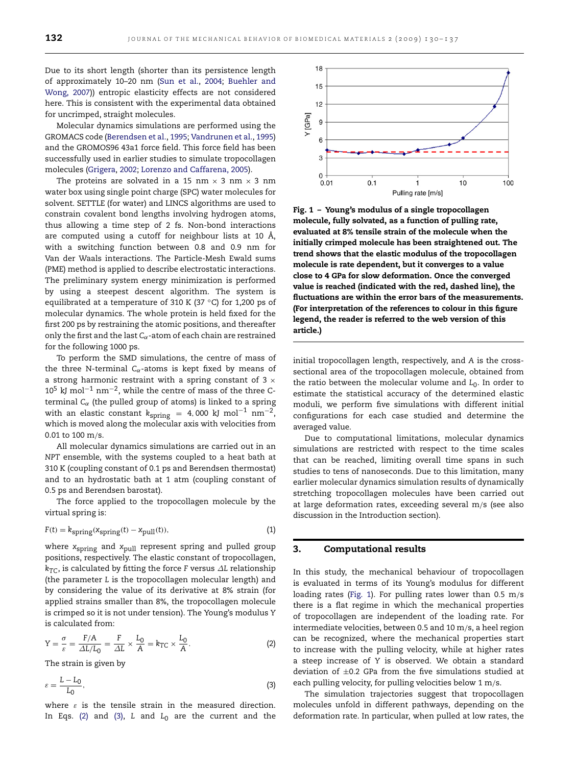Due to its short length (shorter than its persistence length of approximately 10–20 nm (Sun et al., 2004; Buehler and Wong, 2007)) entropic elasticity effects are not considered here. This is consistent with the experimental data obtained for uncrimped, straight molecules.

Molecular dynamics simulations are performed using the GROMACS code (Berendsen et al., 1995; Vandrunen et al., 1995) and the GROMOS96 43a1 force field. This force field has been successfully used in earlier studies to simulate tropocollagen molecules (Grigera, 2002; Lorenzo and Caffarena, 2005).

The proteins are solvated in a 15 nm × 3 nm × 3 nm water box using single point charge (SPC) water molecules for solvent. SETTLE (for water) and LINCS algorithms are used to constrain covalent bond lengths involving hydrogen atoms, thus allowing a time step of 2 fs. Non-bond interactions are computed using a cutoff for neighbour lists at 10 Å, with a switching function between 0.8 and 0.9 nm for Van der Waals interactions. The Particle-Mesh Ewald sums (PME) method is applied to describe electrostatic interactions. The preliminary system energy minimization is performed by using a steepest descent algorithm. The system is equilibrated at a temperature of 310 K (37 °C) for 1,200 ps of molecular dynamics. The whole protein is held fixed for the first 200 ps by restraining the atomic positions, and thereafter only the first and the last $C_\alpha$-atom of each chain are restrained for the following 1000 ps.

To perform the SMD simulations, the centre of mass of the three N-terminal $C_\alpha$-atoms is kept fixed by means of a strong harmonic restraint with a spring constant of $3 \times 10^5$ kJ mol$^{-1}$ nm$^{-2}$, while the centre of mass of the three C-terminal $C_\alpha$ (the pulled group of atoms) is linked to a spring with an elastic constant $k_{spring} = 4,000$ kJ mol$^{-1}$ nm$^{-2}$, which is moved along the molecular axis with velocities from 0.01 to 100 m/s.

All molecular dynamics simulations are carried out in an *NPT* ensemble, with the systems coupled to a heat bath at 310 K (coupling constant of 0.1 ps and Berendsen thermostat) and to an hydrostatic bath at 1 atm (coupling constant of 0.5 ps and Berendsen barostat).

The force applied to the tropocollagen molecule by the virtual spring is:

$$F(t) = k_{spring}(x_{spring}(t) - x_{pull}(t)), \tag{1}$$

where $x_{spring}$ and $x_{pull}$ represent spring and pulled group positions, respectively. The elastic constant of tropocollagen, $k_{TC}$, is calculated by fitting the force $F$ versus $\Delta L$ relationship (the parameter $L$ is the tropocollagen molecular length) and by considering the value of its derivative at 8% strain (for applied strains smaller than 8%, the tropocollagen molecule is crimped so it is not under tension). The Young's modulus $Y$ is calculated from:

$$Y = \frac{\sigma}{\varepsilon} = \frac{F/A}{\Delta L/L_0} = \frac{F}{\Delta L} \times \frac{L_0}{A} = k_{TC} \times \frac{L_0}{A}. \tag{2}$$

The strain is given by

$$\varepsilon = \frac{L - L_0}{L_0}, \tag{3}$$

where $\varepsilon$ is the tensile strain in the measured direction. In Eqs. (2) and (3), $L$ and $L_0$ are the current and the initial tropocollagen length, respectively, and $A$ is the cross-sectional area of the tropocollagen molecule, obtained from the ratio between the molecular volume and $L_0$. In order to estimate the statistical accuracy of the determined elastic moduli, we perform five simulations with different initial configurations for each case studied and determine the averaged value.

Due to computational limitations, molecular dynamics simulations are restricted with respect to the time scales that can be reached, limiting overall time spans in such studies to tens of nanoseconds. Due to this limitation, many earlier molecular dynamics simulation results of dynamically stretching tropocollagen molecules have been carried out at large deformation rates, exceeding several m/s (see also discussion in the Introduction section).

**Fig. 1 – Young's modulus of a single tropocollagen molecule, fully solvated, as a function of pulling rate, evaluated at 8% tensile strain of the molecule when the initially crimped molecule has been straightened out. The trend shows that the elastic modulus of the tropocollagen molecule is rate dependent, but it converges to a value close to 4 GPa for slow deformation. Once the converged value is reached (indicated with the red, dashed line), the fluctuations are within the error bars of the measurements. (For interpretation of the references to colour in this figure legend, the reader is referred to the web version of this article.)**

## 3. Computational results

In this study, the mechanical behaviour of tropocollagen is evaluated in terms of its Young's modulus for different loading rates (Fig. 1). For pulling rates lower than 0.5 m/s there is a flat regime in which the mechanical properties of tropocollagen are independent of the loading rate. For intermediate velocities, between 0.5 and 10 m/s, a heel region can be recognized, where the mechanical properties start to increase with the pulling velocity, while at higher rates a steep increase of $Y$ is observed. We obtain a standard deviation of ±0.2 GPa from the five simulations studied at each pulling velocity, for pulling velocities below 1 m/s.

The simulation trajectories suggest that tropocollagen molecules unfold in different pathways, depending on the deformation rate. In particular, when pulled at low rates, the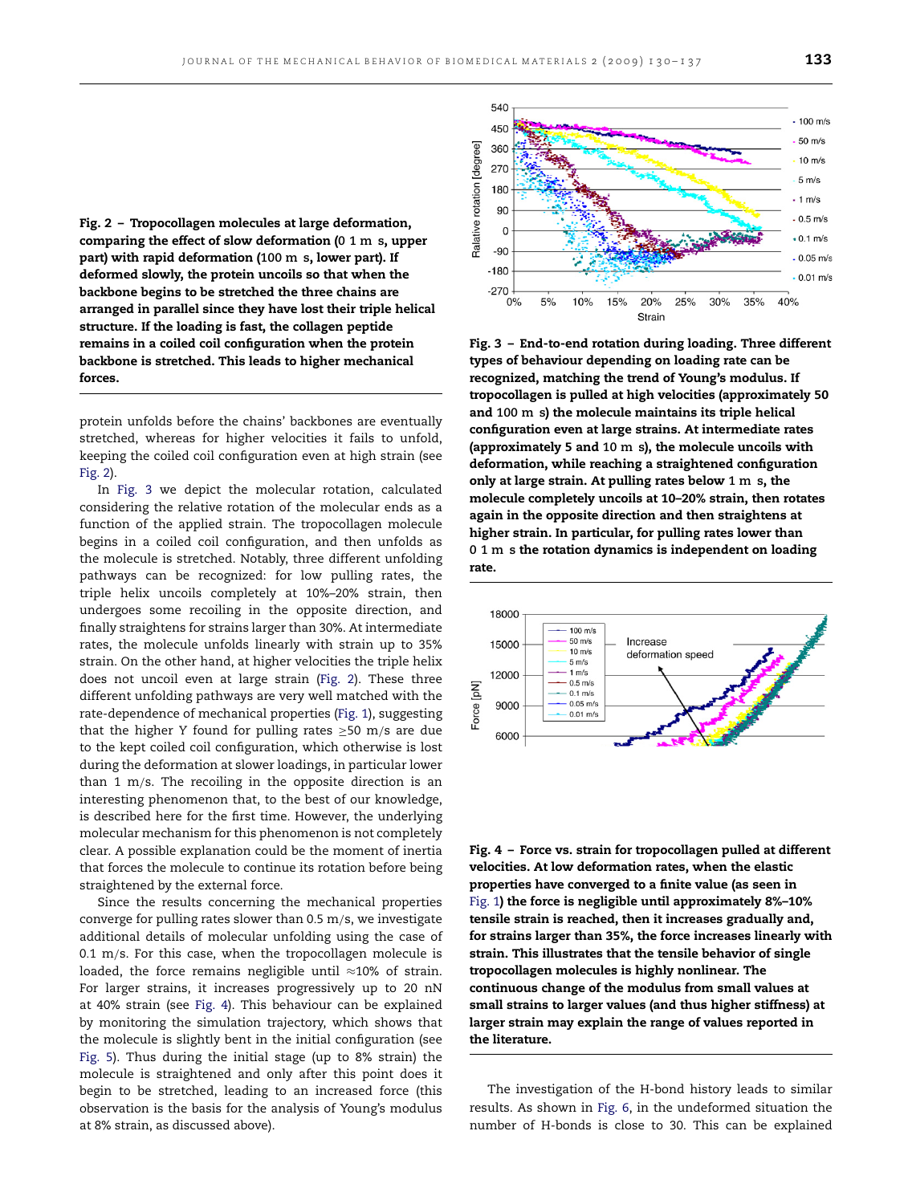**Fig. 2 – Tropocollagen molecules at large deformation, comparing the effect of slow deformation (0 1 m s, upper part) with rapid deformation (100 m s, lower part). If deformed slowly, the protein uncoils so that when the backbone begins to be stretched the three chains are arranged in parallel since they have lost their triple helical structure. If the loading is fast, the collagen peptide remains in a coiled coil configuration when the protein backbone is stretched. This leads to higher mechanical forces.**

protein unfolds before the chains' backbones are eventually stretched, whereas for higher velocities it fails to unfold, keeping the coiled coil configuration even at high strain (see Fig. 2).

In Fig. 3 we depict the molecular rotation, calculated considering the relative rotation of the molecular ends as a function of the applied strain. The tropocollagen molecule begins in a coiled coil configuration, and then unfolds as the molecule is stretched. Notably, three different unfolding pathways can be recognized: for low pulling rates, the triple helix uncoils completely at 10%–20% strain, then undergoes some recoiling in the opposite direction, and finally straightens for strains larger than 30%. At intermediate rates, the molecule unfolds linearly with strain up to 35% strain. On the other hand, at higher velocities the triple helix does not uncoil even at large strain (Fig. 2). These three different unfolding pathways are very well matched with the rate-dependence of mechanical properties (Fig. 1), suggesting that the higher Y found for pulling rates ≥50 m/s are due to the kept coiled coil configuration, which otherwise is lost during the deformation at slower loadings, in particular lower than 1 m/s. The recoiling in the opposite direction is an interesting phenomenon that, to the best of our knowledge, is described here for the first time. However, the underlying molecular mechanism for this phenomenon is not completely clear. A possible explanation could be the moment of inertia that forces the molecule to continue its rotation before being straightened by the external force.

Since the results concerning the mechanical properties converge for pulling rates slower than 0.5 m/s, we investigate additional details of molecular unfolding using the case of 0.1 m/s. For this case, when the tropocollagen molecule is loaded, the force remains negligible until ≈10% of strain. For larger strains, it increases progressively up to 20 nN at 40% strain (see Fig. 4). This behaviour can be explained by monitoring the simulation trajectory, which shows that the molecule is slightly bent in the initial configuration (see Fig. 5). Thus during the initial stage (up to 8% strain) the molecule is straightened and only after this point does it begin to be stretched, leading to an increased force (this observation is the basis for the analysis of Young's modulus at 8% strain, as discussed above).

**Fig. 3 – End-to-end rotation during loading. Three different types of behaviour depending on loading rate can be recognized, matching the trend of Young's modulus. If tropocollagen is pulled at high velocities (approximately 50 and 100 m s) the molecule maintains its triple helical configuration even at large strains. At intermediate rates (approximately 5 and 10 m s), the molecule uncoils with deformation, while reaching a straightened configuration only at large strain. At pulling rates below 1 m s, the molecule completely uncoils at 10–20% strain, then rotates again in the opposite direction and then straightens at higher strain. In particular, for pulling rates lower than 0 1 m s the rotation dynamics is independent on loading rate.**

**Fig. 4 – Force vs. strain for tropocollagen pulled at different velocities. At low deformation rates, when the elastic properties have converged to a finite value (as seen in Fig. 1) the force is negligible until approximately 8%–10% tensile strain is reached, then it increases gradually and, for strains larger than 35%, the force increases linearly with strain. This illustrates that the tensile behavior of single tropocollagen molecules is highly nonlinear. The continuous change of the modulus from small values at small strains to larger values (and thus higher stiffness) at larger strain may explain the range of values reported in the literature.**

The investigation of the H-bond history leads to similar results. As shown in Fig. 6, in the undeformed situation the number of H-bonds is close to 30. This can be explained